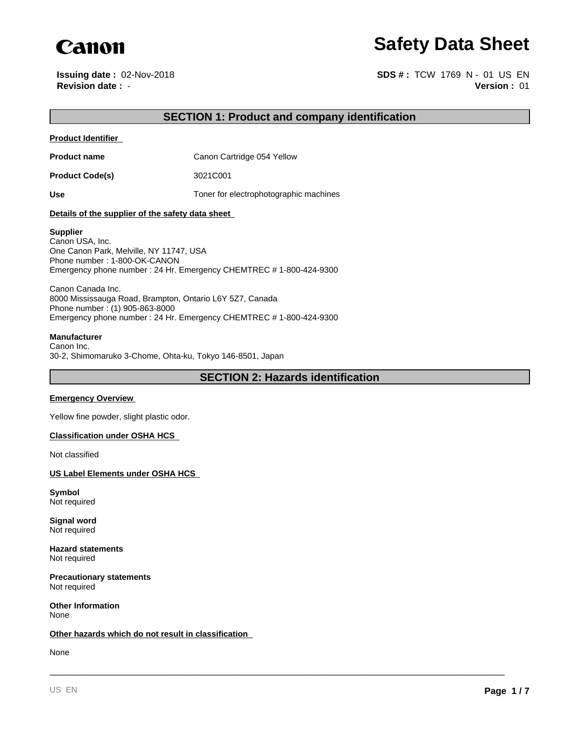Canon

# Safety Data Sheet

**Issuing date :** 02-Nov-2018
**Revision date :** -

**SDS # :** TCW 1769 N - 01 US EN
**Version :** 01

## SECTION 1: Product and company identification

**Product Identifier**

| | |
|---|---|
| **Product name** | Canon Cartridge 054 Yellow |
| **Product Code(s)** | 3021C001 |
| **Use** | Toner for electrophotographic machines |

**Details of the supplier of the safety data sheet**

**Supplier**
Canon USA, Inc.
One Canon Park, Melville, NY 11747, USA
Phone number : 1-800-OK-CANON
Emergency phone number : 24 Hr. Emergency CHEMTREC # 1-800-424-9300

Canon Canada Inc.
8000 Mississauga Road, Brampton, Ontario L6Y 5Z7, Canada
Phone number : (1) 905-863-8000
Emergency phone number : 24 Hr. Emergency CHEMTREC # 1-800-424-9300

**Manufacturer**
Canon Inc.
30-2, Shimomaruko 3-Chome, Ohta-ku, Tokyo 146-8501, Japan

## SECTION 2: Hazards identification

**Emergency Overview**

Yellow fine powder, slight plastic odor.

**Classification under OSHA HCS**

Not classified

**US Label Elements under OSHA HCS**

**Symbol**
Not required

**Signal word**
Not required

**Hazard statements**
Not required

**Precautionary statements**
Not required

**Other Information**
None

**Other hazards which do not result in classification**

None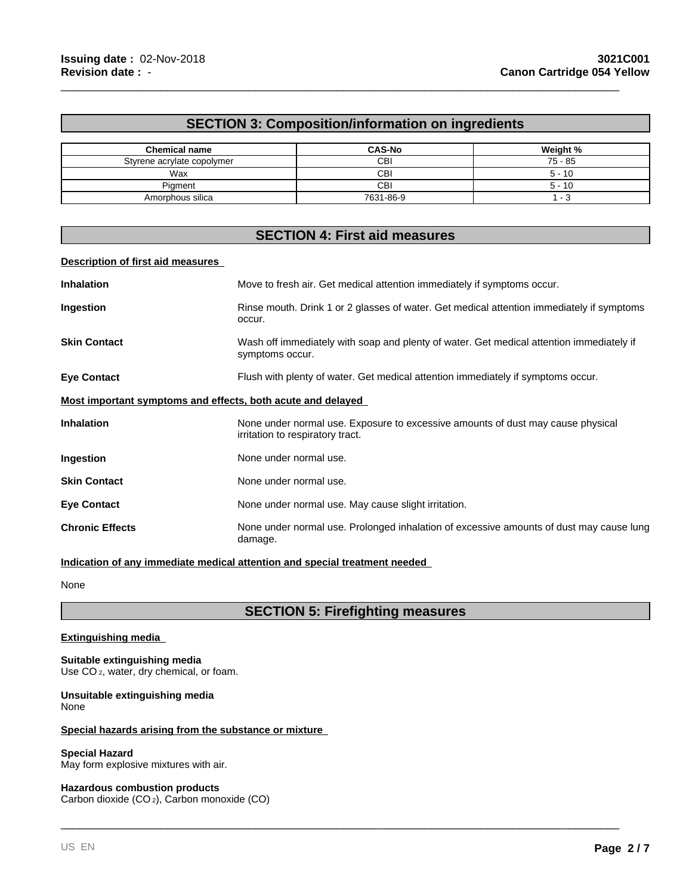## SECTION 3: Composition/information on ingredients

| Chemical name | CAS-No | Weight % |
|---|---|---|
| Styrene acrylate copolymer | CBI | 75 - 85 |
| Wax | CBI | 5 - 10 |
| Pigment | CBI | 5 - 10 |
| Amorphous silica | 7631-86-9 | 1 - 3 |

## SECTION 4: First aid measures

**Description of first aid measures**

**Inhalation** Move to fresh air. Get medical attention immediately if symptoms occur.

**Ingestion** Rinse mouth. Drink 1 or 2 glasses of water. Get medical attention immediately if symptoms occur.

**Skin Contact** Wash off immediately with soap and plenty of water. Get medical attention immediately if symptoms occur.

**Eye Contact** Flush with plenty of water. Get medical attention immediately if symptoms occur.

**Most important symptoms and effects, both acute and delayed**

**Inhalation** None under normal use. Exposure to excessive amounts of dust may cause physical irritation to respiratory tract.

**Ingestion** None under normal use.

**Skin Contact** None under normal use.

**Eye Contact** None under normal use. May cause slight irritation.

**Chronic Effects** None under normal use. Prolonged inhalation of excessive amounts of dust may cause lung damage.

**Indication of any immediate medical attention and special treatment needed**

None

## SECTION 5: Firefighting measures

**Extinguishing media**

**Suitable extinguishing media**
Use $CO_2$, water, dry chemical, or foam.

**Unsuitable extinguishing media**
None

**Special hazards arising from the substance or mixture**

**Special Hazard**
May form explosive mixtures with air.

**Hazardous combustion products**
Carbon dioxide ($CO_2$), Carbon monoxide (CO)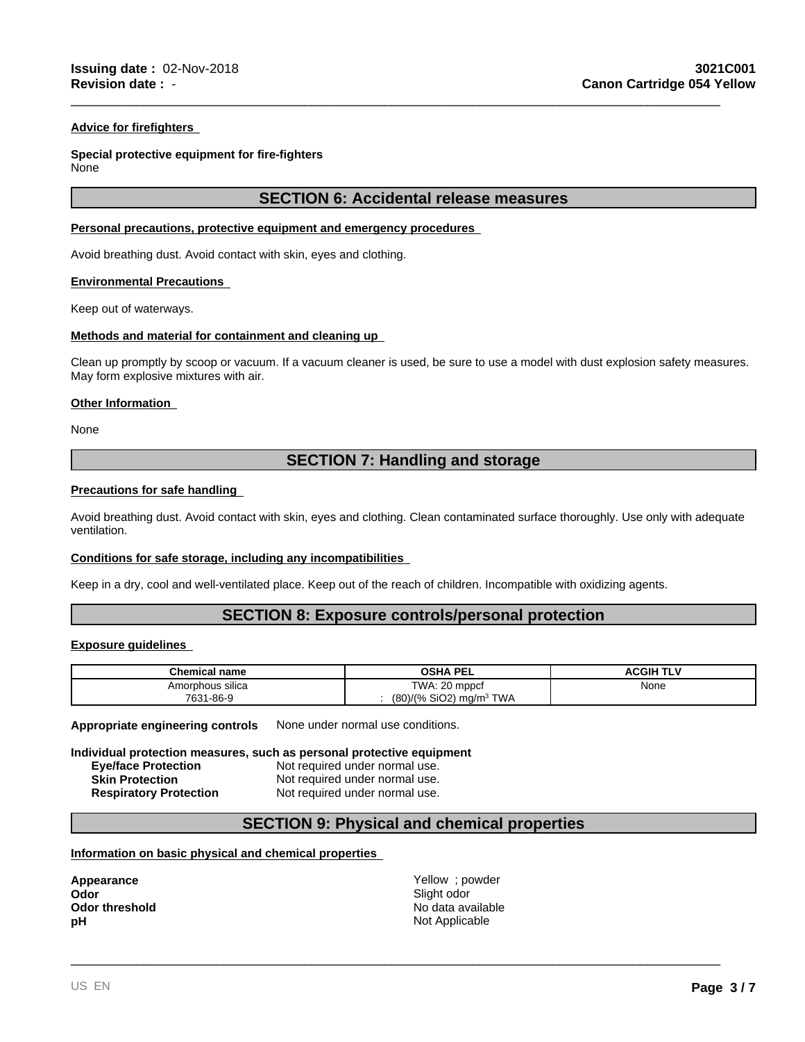**Advice for firefighters**

**Special protective equipment for fire-fighters**
None

## SECTION 6: Accidental release measures

**Personal precautions, protective equipment and emergency procedures**

Avoid breathing dust. Avoid contact with skin, eyes and clothing.

**Environmental Precautions**

Keep out of waterways.

**Methods and material for containment and cleaning up**

Clean up promptly by scoop or vacuum. If a vacuum cleaner is used, be sure to use a model with dust explosion safety measures. May form explosive mixtures with air.

**Other Information**

None

## SECTION 7: Handling and storage

**Precautions for safe handling**

Avoid breathing dust. Avoid contact with skin, eyes and clothing. Clean contaminated surface thoroughly. Use only with adequate ventilation.

**Conditions for safe storage, including any incompatibilities**

Keep in a dry, cool and well-ventilated place. Keep out of the reach of children. Incompatible with oxidizing agents.

## SECTION 8: Exposure controls/personal protection

**Exposure guidelines**

| Chemical name | OSHA PEL | ACGIH TLV |
|---|---|---|
| Amorphous silica<br>7631-86-9 | TWA: 20 mppcf<br>: (80)/(% $SiO_2$) mg/m$^3$ TWA | None |

**Appropriate engineering controls** None under normal use conditions.

**Individual protection measures, such as personal protective equipment**

**Eye/face Protection** Not required under normal use.
**Skin Protection** Not required under normal use.
**Respiratory Protection** Not required under normal use.

## SECTION 9: Physical and chemical properties

**Information on basic physical and chemical properties**

**Appearance** Yellow ; powder
**Odor** Slight odor
**Odor threshold** No data available
**pH** Not Applicable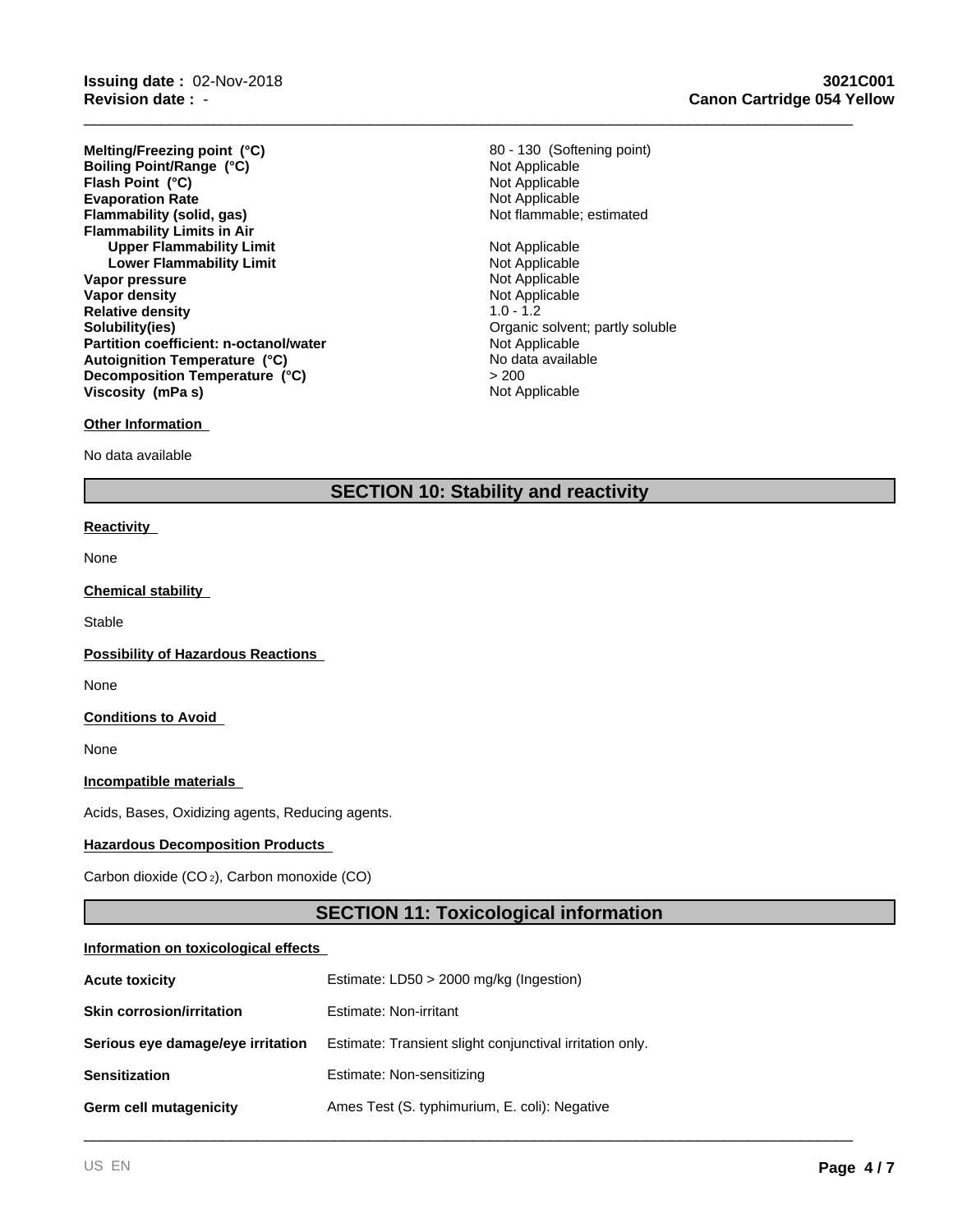| | |
|---|---|
| **Melting/Freezing point (°C)** | 80 - 130 (Softening point) |
| **Boiling Point/Range (°C)** | Not Applicable |
| **Flash Point (°C)** | Not Applicable |
| **Evaporation Rate** | Not Applicable |
| **Flammability (solid, gas)** | Not flammable; estimated |
| **Flammability Limits in Air** | |
| **Upper Flammability Limit** | Not Applicable |
| **Lower Flammability Limit** | Not Applicable |
| **Vapor pressure** | Not Applicable |
| **Vapor density** | Not Applicable |
| **Relative density** | 1.0 - 1.2 |
| **Solubility(ies)** | Organic solvent; partly soluble |
| **Partition coefficient: n-octanol/water** | Not Applicable |
| **Autoignition Temperature (°C)** | No data available |
| **Decomposition Temperature (°C)** | > 200 |
| **Viscosity (mPa s)** | Not Applicable |

**Other Information**

No data available

## SECTION 10: Stability and reactivity

**Reactivity**

None

**Chemical stability**

Stable

**Possibility of Hazardous Reactions**

None

**Conditions to Avoid**

None

**Incompatible materials**

Acids, Bases, Oxidizing agents, Reducing agents.

**Hazardous Decomposition Products**

Carbon dioxide ($CO_2$), Carbon monoxide (CO)

## SECTION 11: Toxicological information

**Information on toxicological effects**

| | |
|---|---|
| **Acute toxicity** | Estimate: LD50 > 2000 mg/kg (Ingestion) |
| **Skin corrosion/irritation** | Estimate: Non-irritant |
| **Serious eye damage/eye irritation** | Estimate: Transient slight conjunctival irritation only. |
| **Sensitization** | Estimate: Non-sensitizing |
| **Germ cell mutagenicity** | Ames Test (S. typhimurium, E. coli): Negative |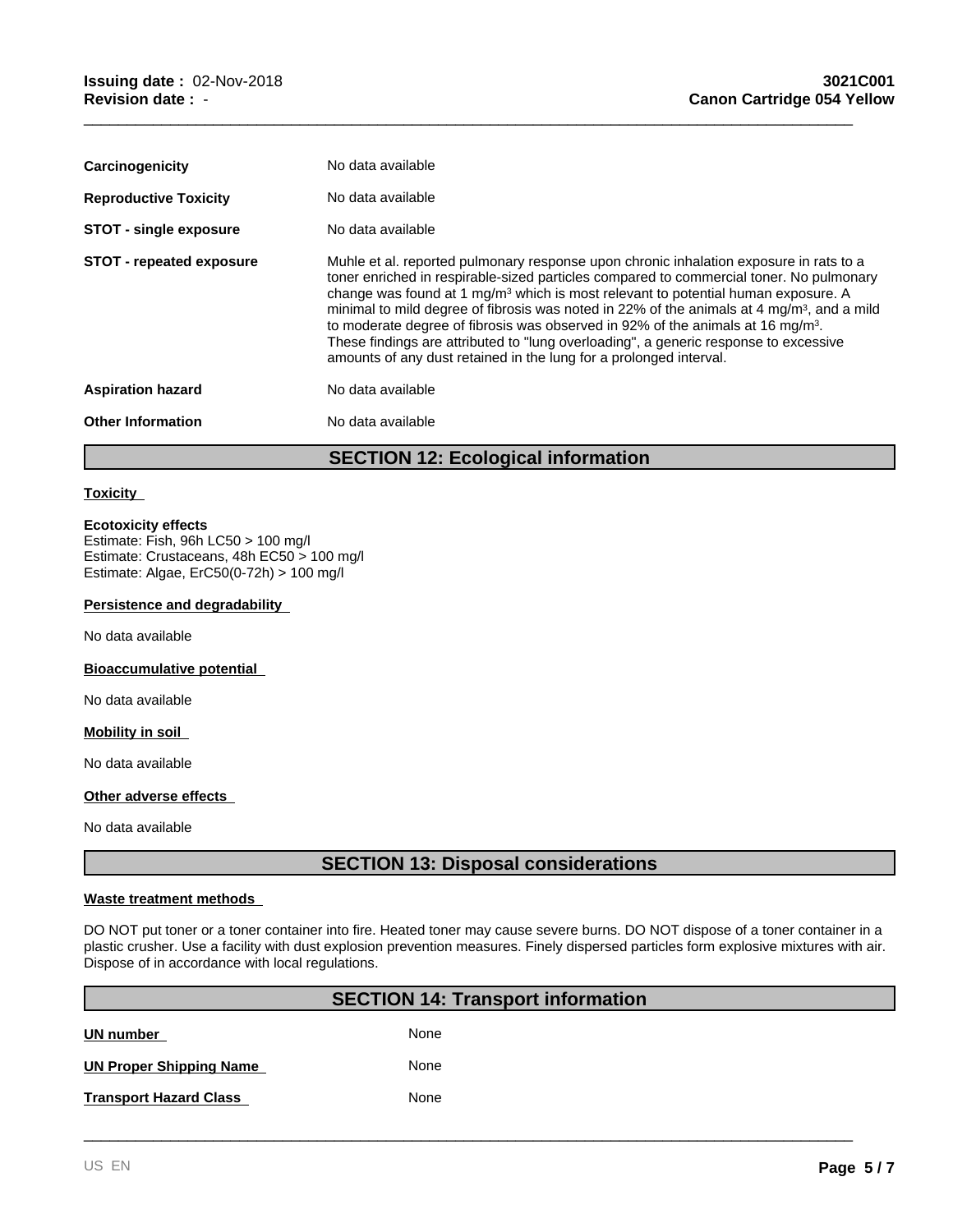| | |
|---|---|
| **Carcinogenicity** | No data available |
| **Reproductive Toxicity** | No data available |
| **STOT - single exposure** | No data available |
| **STOT - repeated exposure** | Muhle et al. reported pulmonary response upon chronic inhalation exposure in rats to a toner enriched in respirable-sized particles compared to commercial toner. No pulmonary change was found at 1 mg/m³ which is most relevant to potential human exposure. A minimal to mild degree of fibrosis was noted in 22% of the animals at 4 mg/m³, and a mild to moderate degree of fibrosis was observed in 92% of the animals at 16 mg/m³. These findings are attributed to "lung overloading", a generic response to excessive amounts of any dust retained in the lung for a prolonged interval. |
| **Aspiration hazard** | No data available |
| **Other Information** | No data available |

## SECTION 12: Ecological information

**Toxicity**

**Ecotoxicity effects**
Estimate: Fish, 96h LC50 > 100 mg/l
Estimate: Crustaceans, 48h EC50 > 100 mg/l
Estimate: Algae, ErC50(0-72h) > 100 mg/l

**Persistence and degradability**

No data available

**Bioaccumulative potential**

No data available

**Mobility in soil**

No data available

**Other adverse effects**

No data available

## SECTION 13: Disposal considerations

**Waste treatment methods**

DO NOT put toner or a toner container into fire. Heated toner may cause severe burns. DO NOT dispose of a toner container in a plastic crusher. Use a facility with dust explosion prevention measures. Finely dispersed particles form explosive mixtures with air. Dispose of in accordance with local regulations.

## SECTION 14: Transport information

| | |
|---|---|
| **UN number** | None |
| **UN Proper Shipping Name** | None |
| **Transport Hazard Class** | None |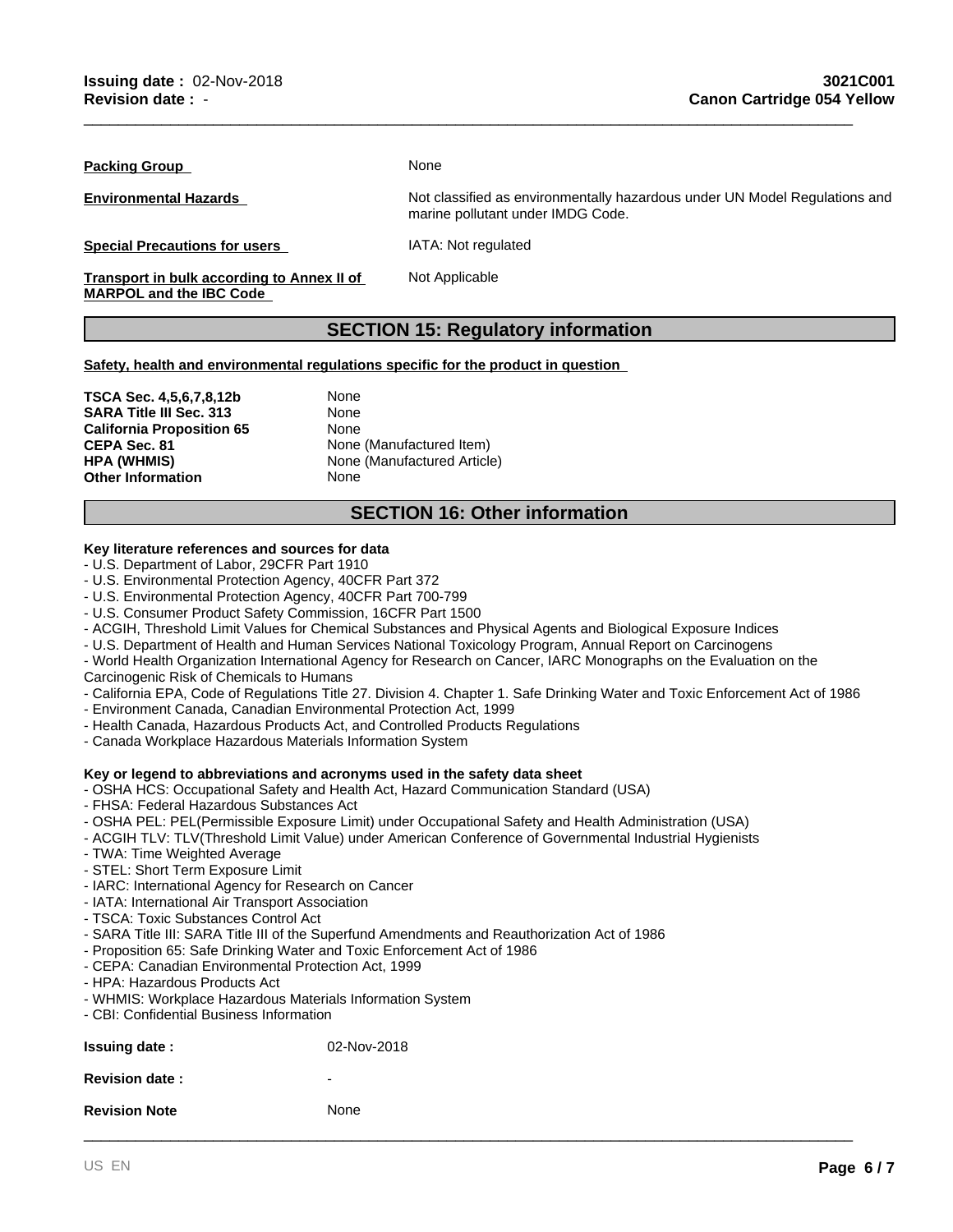| | |
|---|---|
| **Packing Group** | None |
| **Environmental Hazards** | Not classified as environmentally hazardous under UN Model Regulations and marine pollutant under IMDG Code. |
| **Special Precautions for users** | IATA: Not regulated |
| **Transport in bulk according to Annex II of MARPOL and the IBC Code** | Not Applicable |

## SECTION 15: Regulatory information

**Safety, health and environmental regulations specific for the product in question**

| | |
|---|---|
| **TSCA Sec. 4,5,6,7,8,12b** | None |
| **SARA Title III Sec. 313** | None |
| **California Proposition 65** | None |
| **CEPA Sec. 81** | None (Manufactured Item) |
| **HPA (WHMIS)** | None (Manufactured Article) |
| **Other Information** | None |

## SECTION 16: Other information

**Key literature references and sources for data**

- U.S. Department of Labor, 29CFR Part 1910
- U.S. Environmental Protection Agency, 40CFR Part 372
- U.S. Environmental Protection Agency, 40CFR Part 700-799
- U.S. Consumer Product Safety Commission, 16CFR Part 1500
- ACGIH, Threshold Limit Values for Chemical Substances and Physical Agents and Biological Exposure Indices
- U.S. Department of Health and Human Services National Toxicology Program, Annual Report on Carcinogens
- World Health Organization International Agency for Research on Cancer, IARC Monographs on the Evaluation on the Carcinogenic Risk of Chemicals to Humans
- California EPA, Code of Regulations Title 27. Division 4. Chapter 1. Safe Drinking Water and Toxic Enforcement Act of 1986
- Environment Canada, Canadian Environmental Protection Act, 1999
- Health Canada, Hazardous Products Act, and Controlled Products Regulations
- Canada Workplace Hazardous Materials Information System

**Key or legend to abbreviations and acronyms used in the safety data sheet**

- OSHA HCS: Occupational Safety and Health Act, Hazard Communication Standard (USA)
- FHSA: Federal Hazardous Substances Act
- OSHA PEL: PEL(Permissible Exposure Limit) under Occupational Safety and Health Administration (USA)
- ACGIH TLV: TLV(Threshold Limit Value) under American Conference of Governmental Industrial Hygienists
- TWA: Time Weighted Average
- STEL: Short Term Exposure Limit
- IARC: International Agency for Research on Cancer
- IATA: International Air Transport Association
- TSCA: Toxic Substances Control Act
- SARA Title III: SARA Title III of the Superfund Amendments and Reauthorization Act of 1986
- Proposition 65: Safe Drinking Water and Toxic Enforcement Act of 1986
- CEPA: Canadian Environmental Protection Act, 1999
- HPA: Hazardous Products Act
- WHMIS: Workplace Hazardous Materials Information System
- CBI: Confidential Business Information

| | |
|---|---|
| **Issuing date :** | 02-Nov-2018 |
| **Revision date :** | - |
| **Revision Note** | None |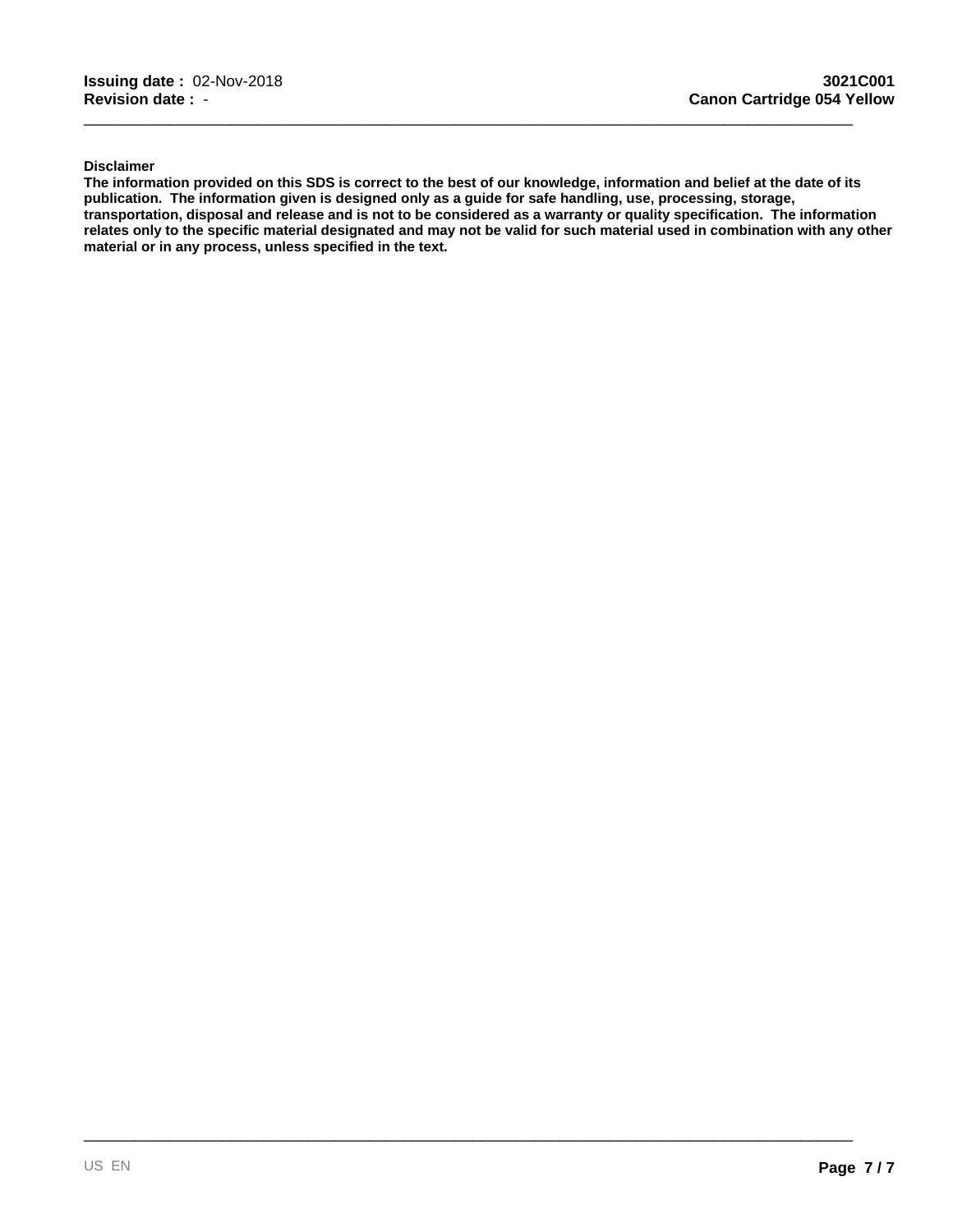**Disclaimer**

**The information provided on this SDS is correct to the best of our knowledge, information and belief at the date of its publication. The information given is designed only as a guide for safe handling, use, processing, storage, transportation, disposal and release and is not to be considered as a warranty or quality specification. The information relates only to the specific material designated and may not be valid for such material used in combination with any other material or in any process, unless specified in the text.**